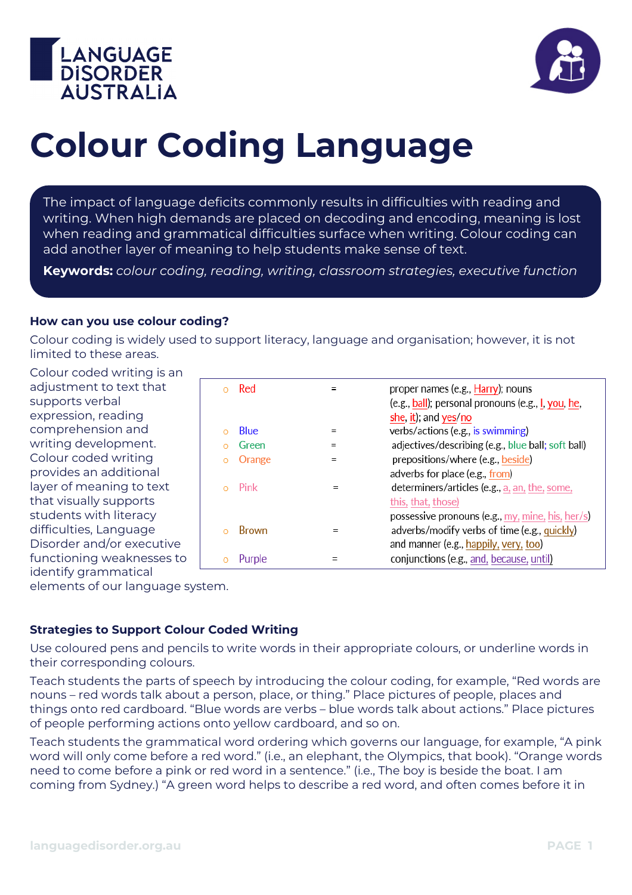# Colour Coding Language

The impact of language deficits commonly results in difficulties with reading and writing. When high demands are placed on decoding and encoding, meaning is lost when reading and grammatical difficulties surface when writing. Colour coding can add another layer of meaning to help students make sense of text.

**Keywords:** *colour coding, reading, writing, classroom strategies, executive function*

### How can you use colour coding?

Colour coding is widely used to support literacy, language and organisation; however, it is not limited to these areas.

Colour coded writing is an adjustment to text that supports verbal expression, reading comprehension and writing development. Colour coded writing provides an additional layer of meaning to text that visually supports students with literacy difficulties, Language Disorder and/or executive functioning weaknesses to identify grammatical elements of our language system.

| Colour | | Meaning |
|---|---|---|
| Red | = | proper names (e.g., Harry); nouns (e.g., ball); personal pronouns (e.g., I, you, he, she, it); and yes/no |
| Blue | = | verbs/actions (e.g., is swimming) |
| Green | = | adjectives/describing (e.g., blue ball; soft ball) |
| Orange | = | prepositions/where (e.g., beside) adverbs for place (e.g., from) |
| Pink | = | determiners/articles (e.g., a, an, the, some, this, that, those) possessive pronouns (e.g., my, mine, his, her/s) |
| Brown | = | adverbs/modify verbs of time (e.g., quickly) and manner (e.g., happily, very, too) |
| Purple | = | conjunctions (e.g., and, because, until) |

### Strategies to Support Colour Coded Writing

Use coloured pens and pencils to write words in their appropriate colours, or underline words in their corresponding colours.

Teach students the parts of speech by introducing the colour coding, for example, "Red words are nouns – red words talk about a person, place, or thing." Place pictures of people, places and things onto red cardboard. "Blue words are verbs – blue words talk about actions." Place pictures of people performing actions onto yellow cardboard, and so on.

Teach students the grammatical word ordering which governs our language, for example, "A pink word will only come before a red word." (i.e., an elephant, the Olympics, that book). "Orange words need to come before a pink or red word in a sentence." (i.e., The boy is beside the boat. I am coming from Sydney.) "A green word helps to describe a red word, and often comes before it in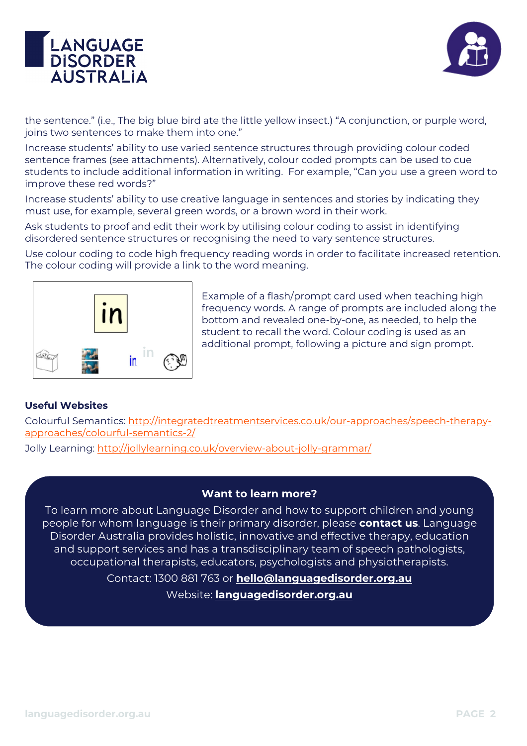the sentence." (i.e., The big blue bird ate the little yellow insect.) "A conjunction, or purple word, joins two sentences to make them into one."

Increase students' ability to use varied sentence structures through providing colour coded sentence frames (see attachments). Alternatively, colour coded prompts can be used to cue students to include additional information in writing. For example, "Can you use a green word to improve these red words?"

Increase students' ability to use creative language in sentences and stories by indicating they must use, for example, several green words, or a brown word in their work.

Ask students to proof and edit their work by utilising colour coding to assist in identifying disordered sentence structures or recognising the need to vary sentence structures.

Use colour coding to code high frequency reading words in order to facilitate increased retention. The colour coding will provide a link to the word meaning.

Example of a flash/prompt card used when teaching high frequency words. A range of prompts are included along the bottom and revealed one-by-one, as needed, to help the student to recall the word. Colour coding is used as an additional prompt, following a picture and sign prompt.

**Useful Websites**

Colourful Semantics: http://integratedtreatmentservices.co.uk/our-approaches/speech-therapy-approaches/colourful-semantics-2/

Jolly Learning: http://jollylearning.co.uk/overview-about-jolly-grammar/

**Want to learn more?**

To learn more about Language Disorder and how to support children and young people for whom language is their primary disorder, please **contact us**. Language Disorder Australia provides holistic, innovative and effective therapy, education and support services and has a transdisciplinary team of speech pathologists, occupational therapists, educators, psychologists and physiotherapists.

Contact: 1300 881 763 or **hello@languagedisorder.org.au**

Website: **languagedisorder.org.au**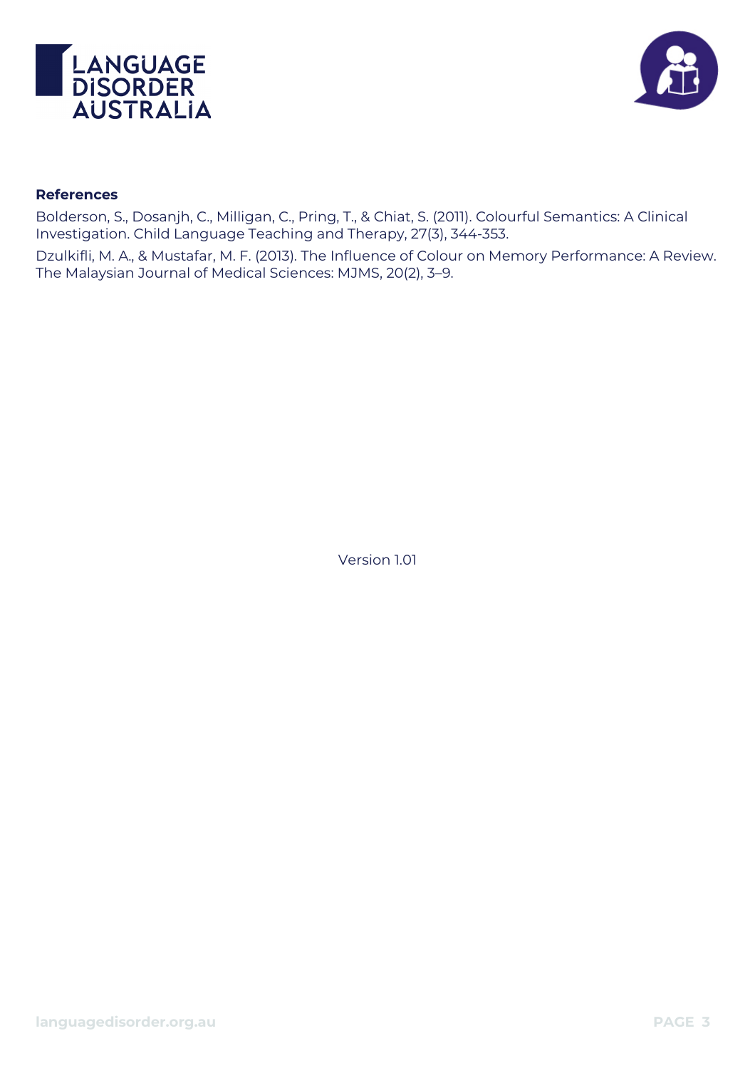**References**

Bolderson, S., Dosanjh, C., Milligan, C., Pring, T., & Chiat, S. (2011). Colourful Semantics: A Clinical Investigation. Child Language Teaching and Therapy, 27(3), 344-353.

Dzulkifli, M. A., & Mustafar, M. F. (2013). The Influence of Colour on Memory Performance: A Review. The Malaysian Journal of Medical Sciences: MJMS, 20(2), 3–9.

Version 1.01